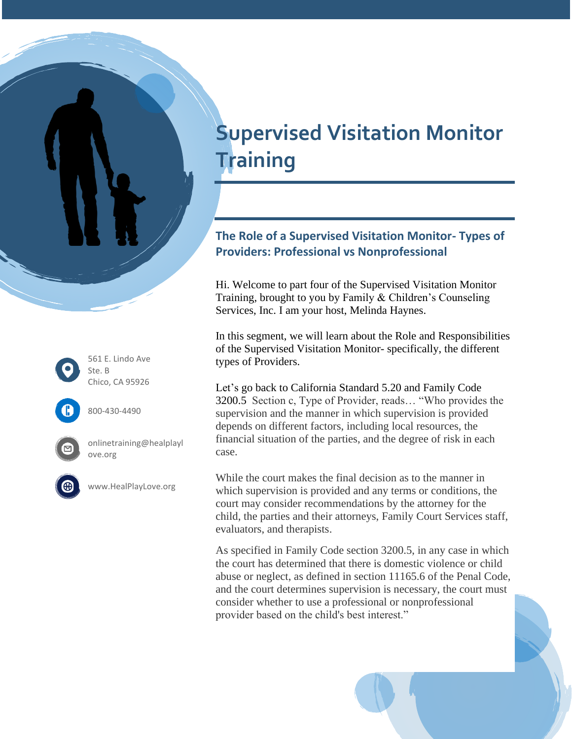# Supervised Visitation Monitor Training

561 E. Lindo Ave
Ste. B
Chico, CA 95926

800-430-4490

onlinetraining@healplaylove.org

www.HealPlayLove.org

## The Role of a Supervised Visitation Monitor- Types of Providers: Professional vs Nonprofessional

Hi. Welcome to part four of the Supervised Visitation Monitor Training, brought to you by Family & Children's Counseling Services, Inc. I am your host, Melinda Haynes.

In this segment, we will learn about the Role and Responsibilities of the Supervised Visitation Monitor- specifically, the different types of Providers.

Let's go back to California Standard 5.20 and Family Code 3200.5 Section c, Type of Provider, reads… "Who provides the supervision and the manner in which supervision is provided depends on different factors, including local resources, the financial situation of the parties, and the degree of risk in each case.

While the court makes the final decision as to the manner in which supervision is provided and any terms or conditions, the court may consider recommendations by the attorney for the child, the parties and their attorneys, Family Court Services staff, evaluators, and therapists.

As specified in Family Code section 3200.5, in any case in which the court has determined that there is domestic violence or child abuse or neglect, as defined in section 11165.6 of the Penal Code, and the court determines supervision is necessary, the court must consider whether to use a professional or nonprofessional provider based on the child's best interest."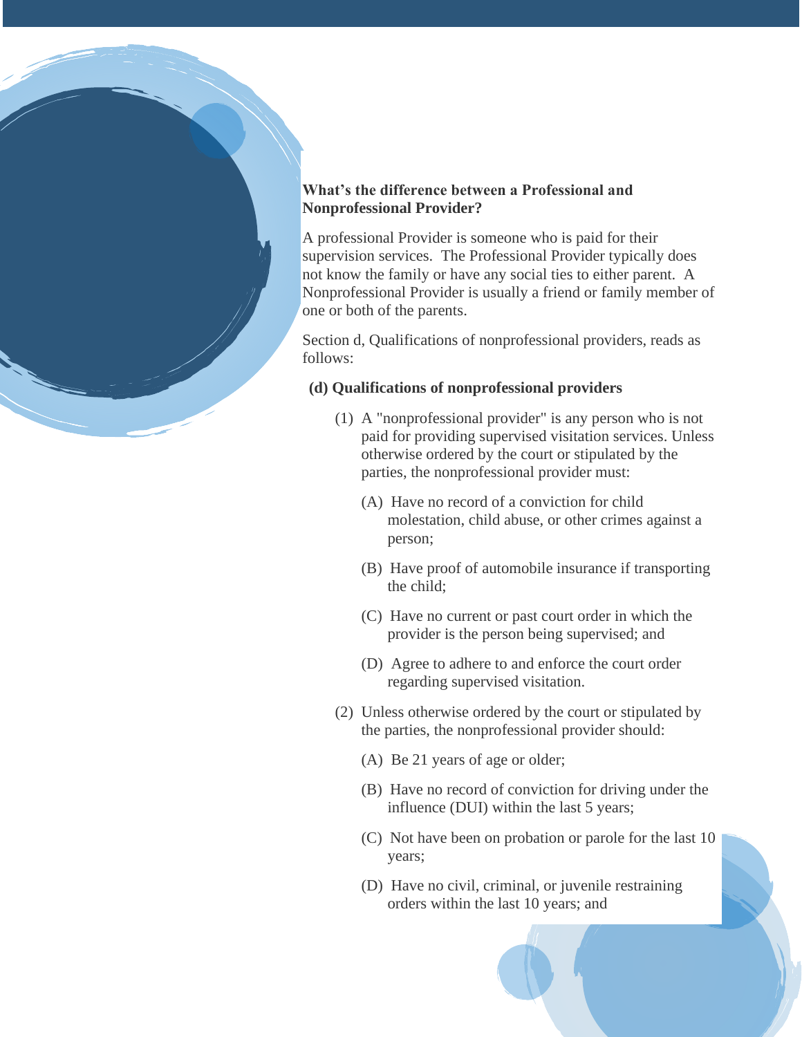### What's the difference between a Professional and Nonprofessional Provider?

A professional Provider is someone who is paid for their supervision services. The Professional Provider typically does not know the family or have any social ties to either parent. A Nonprofessional Provider is usually a friend or family member of one or both of the parents.

Section d, Qualifications of nonprofessional providers, reads as follows:

**(d) Qualifications of nonprofessional providers**

(1) A "nonprofessional provider" is any person who is not paid for providing supervised visitation services. Unless otherwise ordered by the court or stipulated by the parties, the nonprofessional provider must:

  (A) Have no record of a conviction for child molestation, child abuse, or other crimes against a person;

  (B) Have proof of automobile insurance if transporting the child;

  (C) Have no current or past court order in which the provider is the person being supervised; and

  (D) Agree to adhere to and enforce the court order regarding supervised visitation.

(2) Unless otherwise ordered by the court or stipulated by the parties, the nonprofessional provider should:

  (A) Be 21 years of age or older;

  (B) Have no record of conviction for driving under the influence (DUI) within the last 5 years;

  (C) Not have been on probation or parole for the last 10 years;

  (D) Have no civil, criminal, or juvenile restraining orders within the last 10 years; and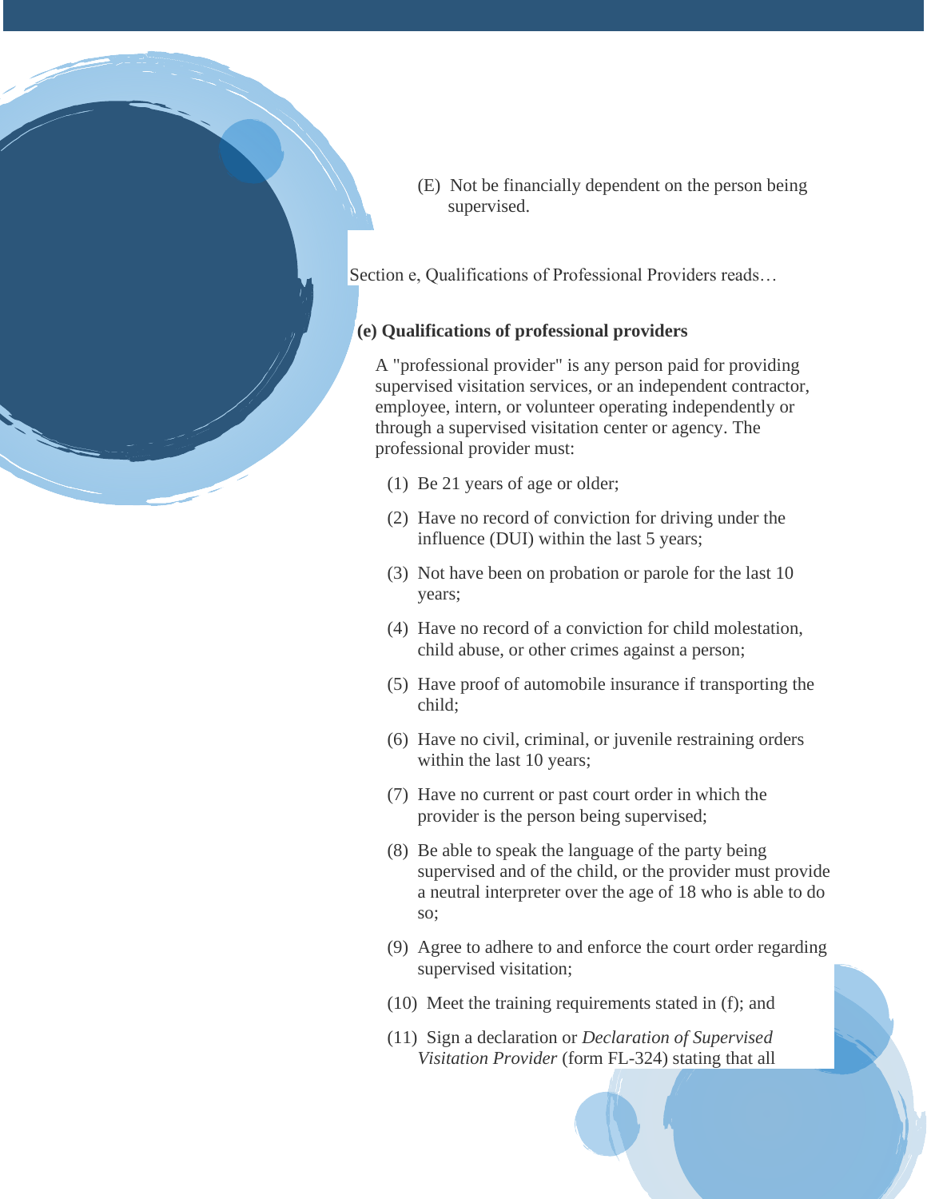(E) Not be financially dependent on the person being supervised.

Section e, Qualifications of Professional Providers reads…

**(e) Qualifications of professional providers**

A "professional provider" is any person paid for providing supervised visitation services, or an independent contractor, employee, intern, or volunteer operating independently or through a supervised visitation center or agency. The professional provider must:

(1) Be 21 years of age or older;

(2) Have no record of conviction for driving under the influence (DUI) within the last 5 years;

(3) Not have been on probation or parole for the last 10 years;

(4) Have no record of a conviction for child molestation, child abuse, or other crimes against a person;

(5) Have proof of automobile insurance if transporting the child;

(6) Have no civil, criminal, or juvenile restraining orders within the last 10 years;

(7) Have no current or past court order in which the provider is the person being supervised;

(8) Be able to speak the language of the party being supervised and of the child, or the provider must provide a neutral interpreter over the age of 18 who is able to do so;

(9) Agree to adhere to and enforce the court order regarding supervised visitation;

(10) Meet the training requirements stated in (f); and

(11) Sign a declaration or *Declaration of Supervised Visitation Provider* (form FL-324) stating that all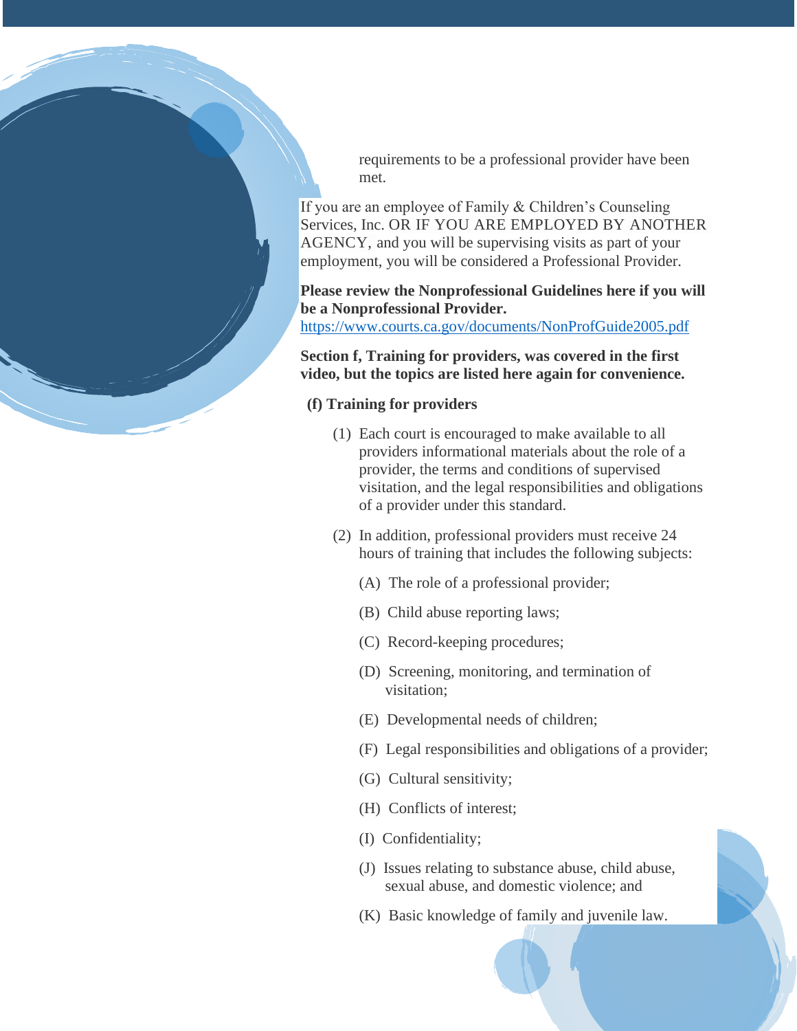requirements to be a professional provider have been met.

If you are an employee of Family & Children's Counseling Services, Inc. OR IF YOU ARE EMPLOYED BY ANOTHER AGENCY, and you will be supervising visits as part of your employment, you will be considered a Professional Provider.

**Please review the Nonprofessional Guidelines here if you will be a Nonprofessional Provider.**
https://www.courts.ca.gov/documents/NonProfGuide2005.pdf

**Section f, Training for providers, was covered in the first video, but the topics are listed here again for convenience.**

**(f) Training for providers**

(1) Each court is encouraged to make available to all providers informational materials about the role of a provider, the terms and conditions of supervised visitation, and the legal responsibilities and obligations of a provider under this standard.

(2) In addition, professional providers must receive 24 hours of training that includes the following subjects:

(A) The role of a professional provider;

(B) Child abuse reporting laws;

(C) Record-keeping procedures;

(D) Screening, monitoring, and termination of visitation;

(E) Developmental needs of children;

(F) Legal responsibilities and obligations of a provider;

(G) Cultural sensitivity;

(H) Conflicts of interest;

(I) Confidentiality;

(J) Issues relating to substance abuse, child abuse, sexual abuse, and domestic violence; and

(K) Basic knowledge of family and juvenile law.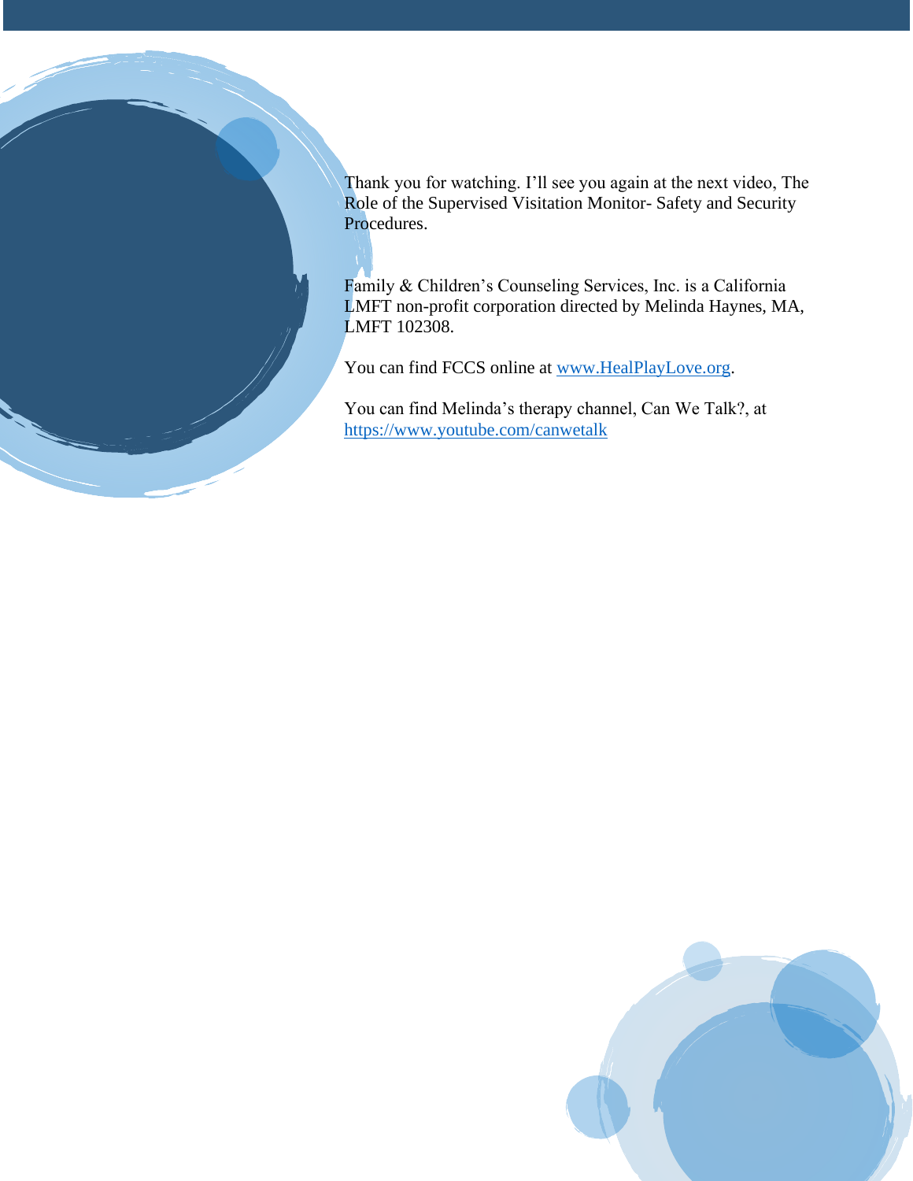Thank you for watching. I'll see you again at the next video, The Role of the Supervised Visitation Monitor- Safety and Security Procedures.

Family & Children's Counseling Services, Inc. is a California LMFT non-profit corporation directed by Melinda Haynes, MA, LMFT 102308.

You can find FCCS online at [www.HealPlayLove.org](http://www.HealPlayLove.org).

You can find Melinda's therapy channel, Can We Talk?, at [https://www.youtube.com/canwetalk](https://www.youtube.com/canwetalk)